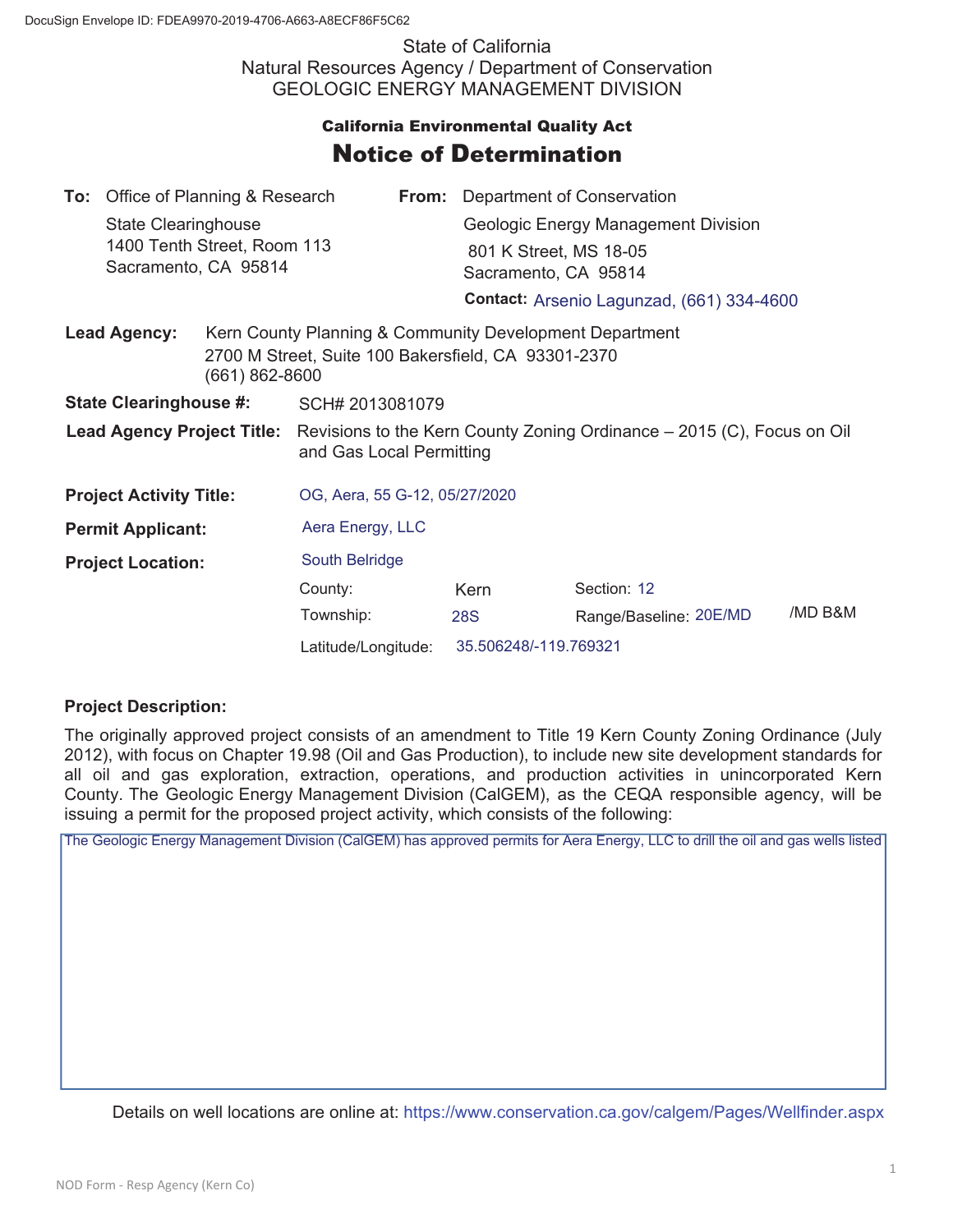DocuSign Envelope ID: FDEA9970-2019-4706-A663-A8ECF86F5C62

State of California
Natural Resources Agency / Department of Conservation
GEOLOGIC ENERGY MANAGEMENT DIVISION

**California Environmental Quality Act**

# Notice of Determination

**To:** Office of Planning & Research
State Clearinghouse
1400 Tenth Street, Room 113
Sacramento, CA 95814

**From:** Department of Conservation
Geologic Energy Management Division
801 K Street, MS 18-05
Sacramento, CA 95814

**Contact:** Arsenio Lagunzad, (661) 334-4600

**Lead Agency:** Kern County Planning & Community Development Department
2700 M Street, Suite 100 Bakersfield, CA 93301-2370
(661) 862-8600

**State Clearinghouse #:** SCH# 2013081079

**Lead Agency Project Title:** Revisions to the Kern County Zoning Ordinance – 2015 (C), Focus on Oil and Gas Local Permitting

**Project Activity Title:** OG, Aera, 55 G-12, 05/27/2020

**Permit Applicant:** Aera Energy, LLC

**Project Location:** South Belridge

County: Kern
Section: 12
Township: 28S
Range/Baseline: 20E/MD /MD B&M
Latitude/Longitude: 35.506248/-119.769321

**Project Description:**

The originally approved project consists of an amendment to Title 19 Kern County Zoning Ordinance (July 2012), with focus on Chapter 19.98 (Oil and Gas Production), to include new site development standards for all oil and gas exploration, extraction, operations, and production activities in unincorporated Kern County. The Geologic Energy Management Division (CalGEM), as the CEQA responsible agency, will be issuing a permit for the proposed project activity, which consists of the following:

The Geologic Energy Management Division (CalGEM) has approved permits for Aera Energy, LLC to drill the oil and gas wells listed

Details on well locations are online at: https://www.conservation.ca.gov/calgem/Pages/Wellfinder.aspx

NOD Form - Resp Agency (Kern Co)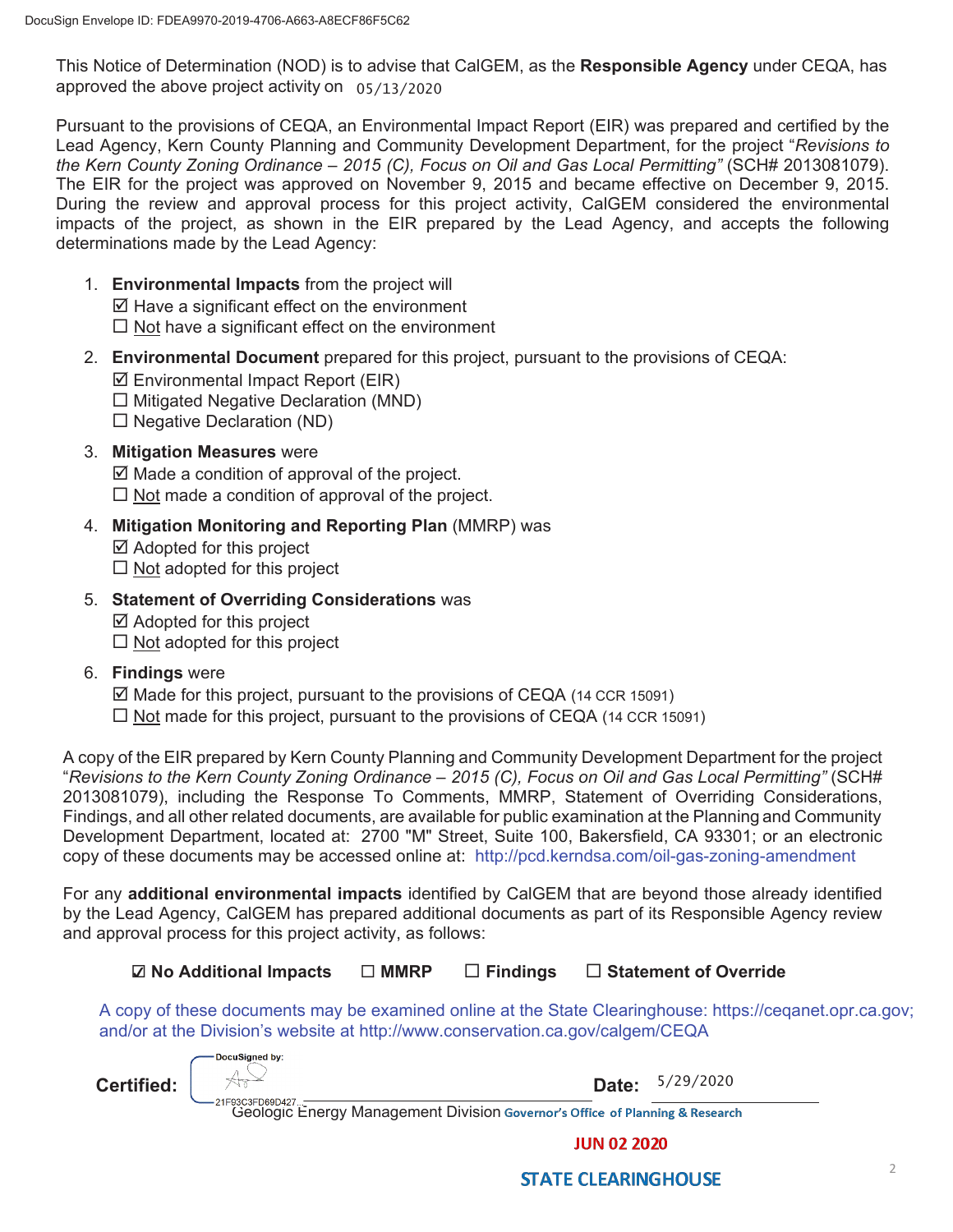DocuSign Envelope ID: FDEA9970-2019-4706-A663-A8ECF86F5C62

This Notice of Determination (NOD) is to advise that CalGEM, as the **Responsible Agency** under CEQA, has approved the above project activity on 05/13/2020

Pursuant to the provisions of CEQA, an Environmental Impact Report (EIR) was prepared and certified by the Lead Agency, Kern County Planning and Community Development Department, for the project "*Revisions to the Kern County Zoning Ordinance – 2015 (C), Focus on Oil and Gas Local Permitting"* (SCH# 2013081079). The EIR for the project was approved on November 9, 2015 and became effective on December 9, 2015. During the review and approval process for this project activity, CalGEM considered the environmental impacts of the project, as shown in the EIR prepared by the Lead Agency, and accepts the following determinations made by the Lead Agency:

1. **Environmental Impacts** from the project will
   - ☑ Have a significant effect on the environment
   - ☐ Not have a significant effect on the environment
2. **Environmental Document** prepared for this project, pursuant to the provisions of CEQA:
   - ☑ Environmental Impact Report (EIR)
   - ☐ Mitigated Negative Declaration (MND)
   - ☐ Negative Declaration (ND)
3. **Mitigation Measures** were
   - ☑ Made a condition of approval of the project.
   - ☐ Not made a condition of approval of the project.
4. **Mitigation Monitoring and Reporting Plan** (MMRP) was
   - ☑ Adopted for this project
   - ☐ Not adopted for this project
5. **Statement of Overriding Considerations** was
   - ☑ Adopted for this project
   - ☐ Not adopted for this project
6. **Findings** were
   - ☑ Made for this project, pursuant to the provisions of CEQA (14 CCR 15091)
   - ☐ Not made for this project, pursuant to the provisions of CEQA (14 CCR 15091)

A copy of the EIR prepared by Kern County Planning and Community Development Department for the project "*Revisions to the Kern County Zoning Ordinance – 2015 (C), Focus on Oil and Gas Local Permitting"* (SCH# 2013081079), including the Response To Comments, MMRP, Statement of Overriding Considerations, Findings, and all other related documents, are available for public examination at the Planning and Community Development Department, located at: 2700 "M" Street, Suite 100, Bakersfield, CA 93301; or an electronic copy of these documents may be accessed online at: http://pcd.kerndsa.com/oil-gas-zoning-amendment

For any **additional environmental impacts** identified by CalGEM that are beyond those already identified by the Lead Agency, CalGEM has prepared additional documents as part of its Responsible Agency review and approval process for this project activity, as follows:

☑ **No Additional Impacts** ☐ **MMRP** ☐ **Findings** ☐ **Statement of Override**

A copy of these documents may be examined online at the State Clearinghouse: https://ceqanet.opr.ca.gov; and/or at the Division's website at http://www.conservation.ca.gov/calgem/CEQA

**Certified:** DocuSigned by: 21F93C3FD69D427... **Date:** 5/29/2020

Geologic Energy Management Division

Governor's Office of Planning & Research

JUN 02 2020

STATE CLEARINGHOUSE